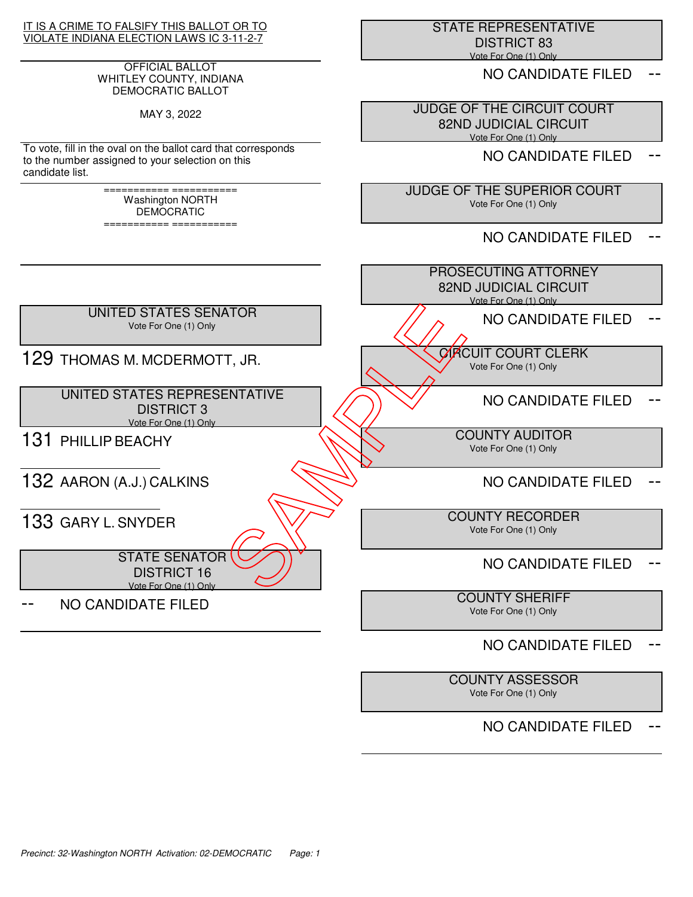IT IS A CRIME TO FALSIFY THIS BALLOT OR TO VIOLATE INDIANA ELECTION LAWS IC 3-11-2-7

OFFICIAL BALLOT
WHITLEY COUNTY, INDIANA
DEMOCRATIC BALLOT

MAY 3, 2022

To vote, fill in the oval on the ballot card that corresponds to the number assigned to your selection on this candidate list.

=========== ===========
Washington NORTH
DEMOCRATIC
=========== ===========

SAMPLE

## UNITED STATES SENATOR
Vote For One (1) Only

129 THOMAS M. MCDERMOTT, JR.

## UNITED STATES REPRESENTATIVE DISTRICT 3
Vote For One (1) Only

131 PHILLIP BEACHY

132 AARON (A.J.) CALKINS

133 GARY L. SNYDER

## STATE SENATOR DISTRICT 16
Vote For One (1) Only

-- NO CANDIDATE FILED

## STATE REPRESENTATIVE DISTRICT 83
Vote For One (1) Only

NO CANDIDATE FILED --

## JUDGE OF THE CIRCUIT COURT 82ND JUDICIAL CIRCUIT
Vote For One (1) Only

NO CANDIDATE FILED --

## JUDGE OF THE SUPERIOR COURT
Vote For One (1) Only

NO CANDIDATE FILED --

## PROSECUTING ATTORNEY 82ND JUDICIAL CIRCUIT
Vote For One (1) Only

NO CANDIDATE FILED --

## CIRCUIT COURT CLERK
Vote For One (1) Only

NO CANDIDATE FILED --

## COUNTY AUDITOR
Vote For One (1) Only

NO CANDIDATE FILED --

## COUNTY RECORDER
Vote For One (1) Only

NO CANDIDATE FILED --

## COUNTY SHERIFF
Vote For One (1) Only

NO CANDIDATE FILED --

## COUNTY ASSESSOR
Vote For One (1) Only

NO CANDIDATE FILED --

*Precinct: 32-Washington NORTH Activation: 02-DEMOCRATIC*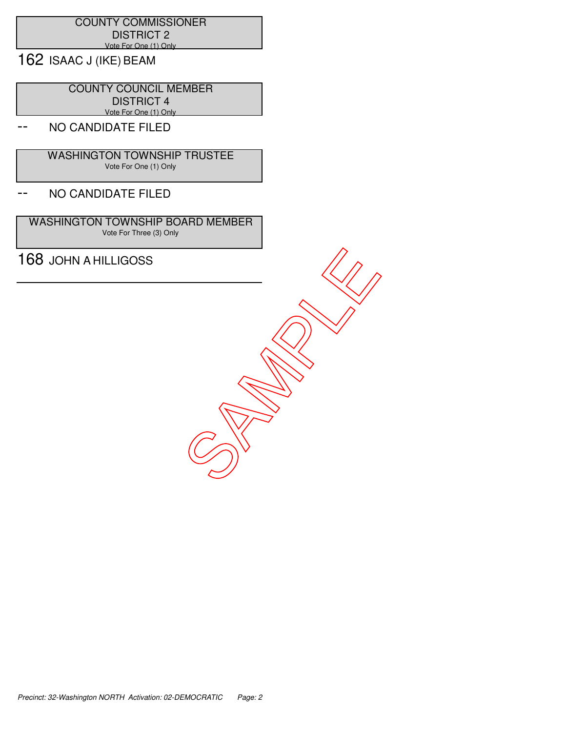## COUNTY COMMISSIONER
## DISTRICT 2
Vote For One (1) Only

162 ISAAC J (IKE) BEAM

## COUNTY COUNCIL MEMBER
## DISTRICT 4
Vote For One (1) Only

-- NO CANDIDATE FILED

## WASHINGTON TOWNSHIP TRUSTEE
Vote For One (1) Only

-- NO CANDIDATE FILED

## WASHINGTON TOWNSHIP BOARD MEMBER
Vote For Three (3) Only

168 JOHN A HILLIGOSS

SAMPLE

*Precinct: 32-Washington NORTH Activation: 02-DEMOCRATIC*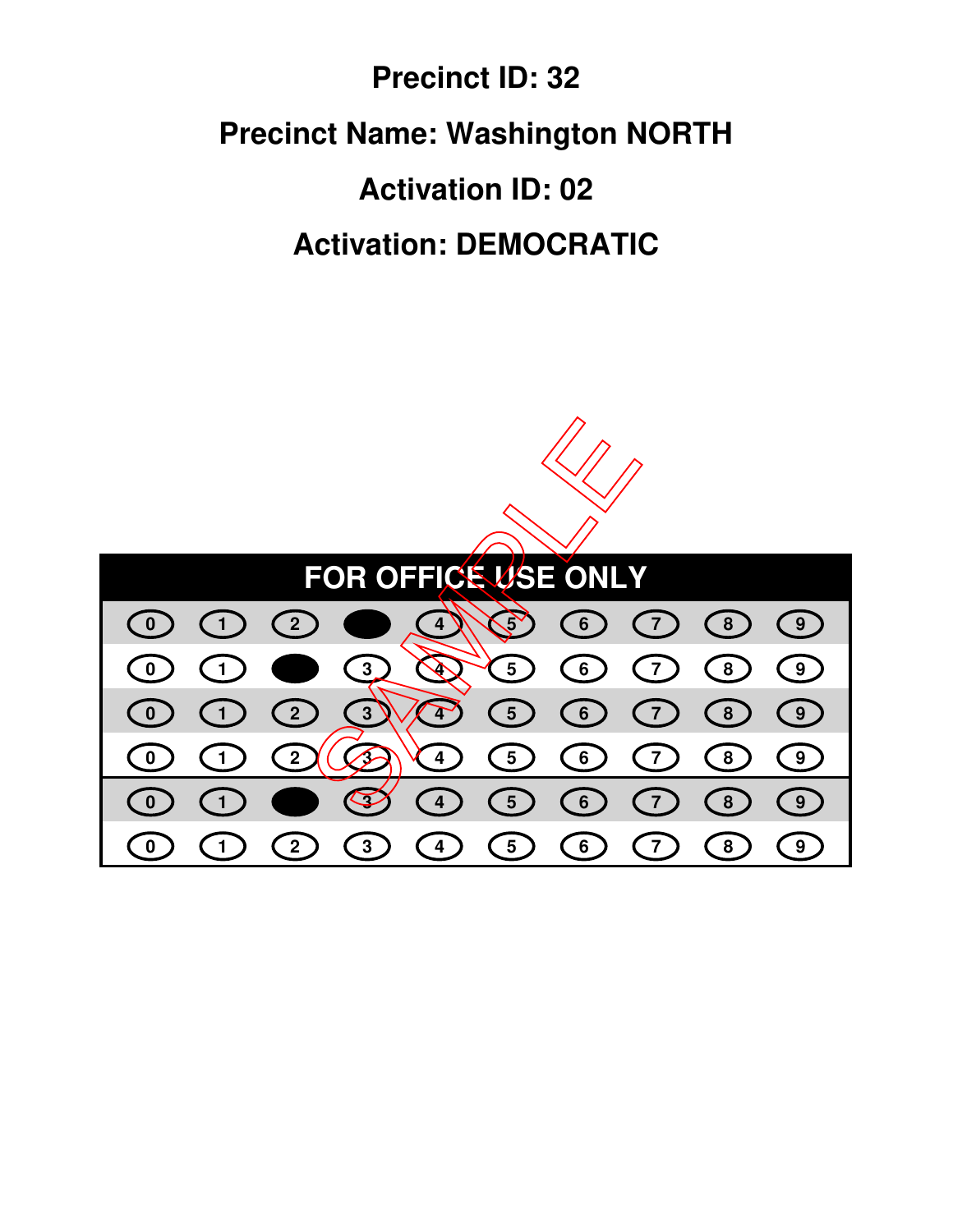**Precinct ID: 32**

**Precinct Name: Washington NORTH**

**Activation ID: 02**

**Activation: DEMOCRATIC**

SAMPLE

| FOR OFFICE USE ONLY | | | | | | | | | |
|---|---|---|---|---|---|---|---|---|---|
| 0 | 1 | 2 | ● | 4 | 5 | 6 | 7 | 8 | 9 |
| 0 | 1 | ● | 3 | 4 | 5 | 6 | 7 | 8 | 9 |
| 0 | 1 | 2 | 3 | 4 | 5 | 6 | 7 | 8 | 9 |
| 0 | 1 | 2 | 3 | 4 | 5 | 6 | 7 | 8 | 9 |
| 0 | 1 | ● | 3 | 4 | 5 | 6 | 7 | 8 | 9 |
| 0 | 1 | 2 | 3 | 4 | 5 | 6 | 7 | 8 | 9 |